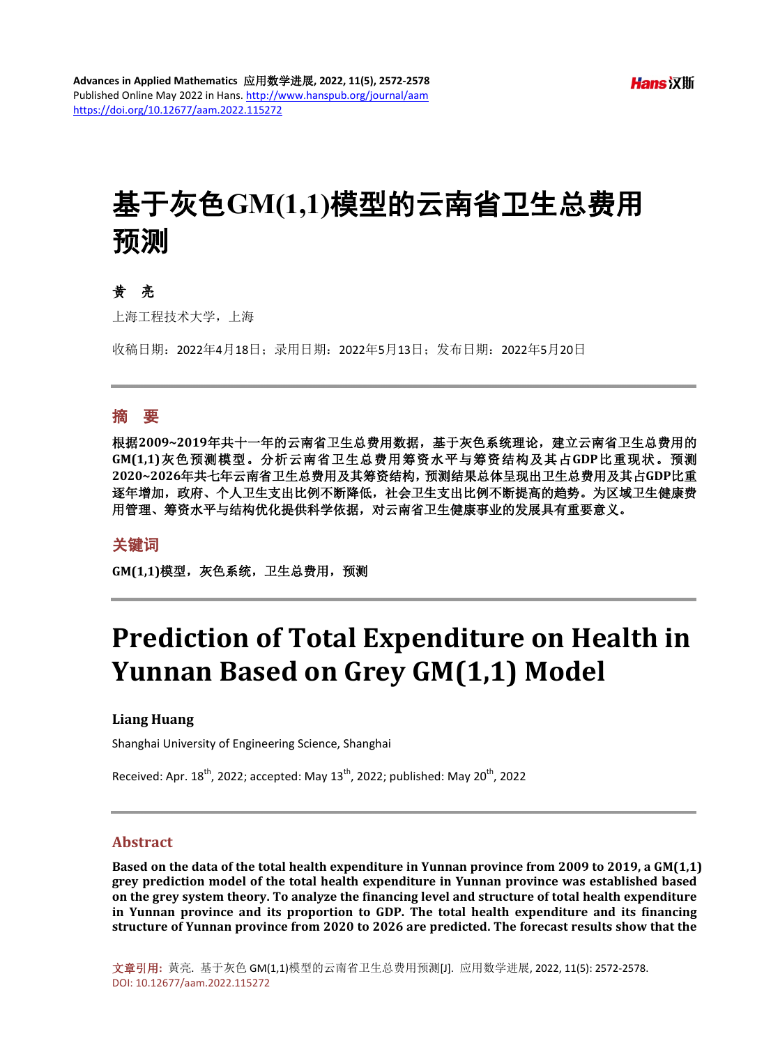# 基于灰色GM(1,1)模型的云南省卫生总费用预测

**黄　亮**

上海工程技术大学，上海

收稿日期：2022年4月18日；录用日期：2022年5月13日；发布日期：2022年5月20日

## 摘　要

**根据2009~2019年共十一年的云南省卫生总费用数据，基于灰色系统理论，建立云南省卫生总费用的GM(1,1)灰色预测模型。分析云南省卫生总费用筹资水平与筹资结构及其占GDP比重现状。预测2020~2026年共七年云南省卫生总费用及其筹资结构，预测结果总体呈现出卫生总费用及其占GDP比重逐年增加，政府、个人卫生支出比例不断降低，社会卫生支出比例不断提高的趋势。为区域卫生健康费用管理、筹资水平与结构优化提供科学依据，对云南省卫生健康事业的发展具有重要意义。**

## 关键词

**GM(1,1)模型，灰色系统，卫生总费用，预测**

# Prediction of Total Expenditure on Health in Yunnan Based on Grey GM(1,1) Model

**Liang Huang**

Shanghai University of Engineering Science, Shanghai

Received: Apr. 18th, 2022; accepted: May 13th, 2022; published: May 20th, 2022

## Abstract

**Based on the data of the total health expenditure in Yunnan province from 2009 to 2019, a GM(1,1) grey prediction model of the total health expenditure in Yunnan province was established based on the grey system theory. To analyze the financing level and structure of total health expenditure in Yunnan province and its proportion to GDP. The total health expenditure and its financing structure of Yunnan province from 2020 to 2026 are predicted. The forecast results show that the**

文章引用: 黄亮. 基于灰色 GM(1,1)模型的云南省卫生总费用预测[J]. 应用数学进展, 2022, 11(5): 2572-2578.
DOI: 10.12677/aam.2022.115272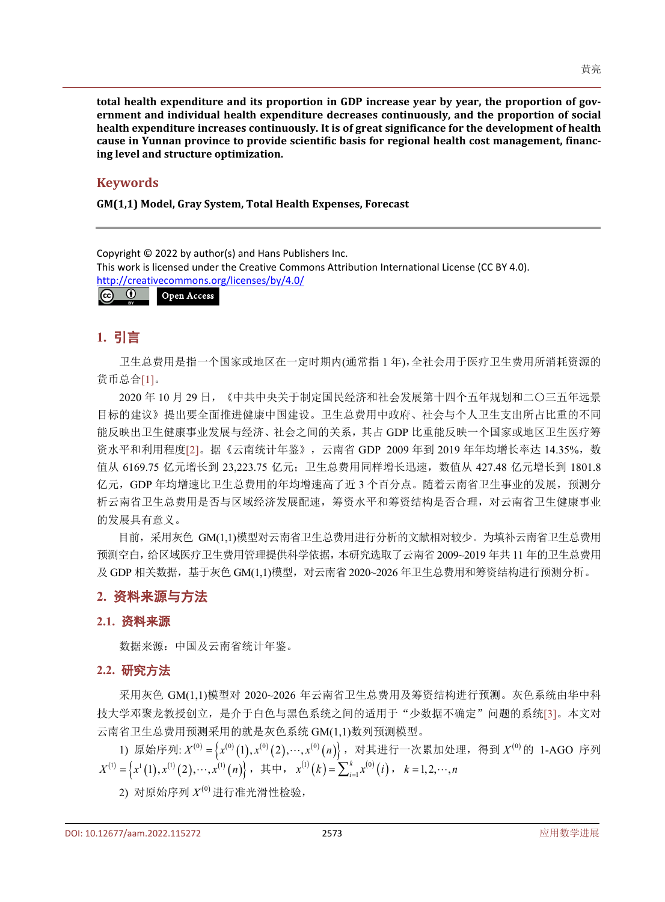**total health expenditure and its proportion in GDP increase year by year, the proportion of government and individual health expenditure decreases continuously, and the proportion of social health expenditure increases continuously. It is of great significance for the development of health cause in Yunnan province to provide scientific basis for regional health cost management, financing level and structure optimization.**

## Keywords

**GM(1,1) Model, Gray System, Total Health Expenses, Forecast**

Copyright © 2022 by author(s) and Hans Publishers Inc.
This work is licensed under the Creative Commons Attribution International License (CC BY 4.0).
http://creativecommons.org/licenses/by/4.0/

Open Access

## 1. 引言

卫生总费用是指一个国家或地区在一定时期内(通常指 1 年)，全社会用于医疗卫生费用所消耗资源的货币总合[1]。

2020 年 10 月 29 日，《中共中央关于制定国民经济和社会发展第十四个五年规划和二〇三五年远景目标的建议》提出要全面推进健康中国建设。卫生总费用中政府、社会与个人卫生支出所占比重的不同能反映出卫生健康事业发展与经济、社会之间的关系，其占 GDP 比重能反映一个国家或地区卫生医疗筹资水平和利用程度[2]。据《云南统计年鉴》，云南省 GDP 2009 年到 2019 年年均增长率达 14.35%，数值从 6169.75 亿元增长到 23,223.75 亿元；卫生总费用同样增长迅速，数值从 427.48 亿元增长到 1801.8 亿元，GDP 年均增速比卫生总费用的年均增速高了近 3 个百分点。随着云南省卫生事业的发展，预测分析云南省卫生总费用是否与区域经济发展配速，筹资水平和筹资结构是否合理，对云南省卫生健康事业的发展具有意义。

目前，采用灰色 GM(1,1)模型对云南省卫生总费用进行分析的文献相对较少。为填补云南省卫生总费用预测空白，给区域医疗卫生费用管理提供科学依据，本研究选取了云南省 2009~2019 年共 11 年的卫生总费用及 GDP 相关数据，基于灰色 GM(1,1)模型，对云南省 2020~2026 年卫生总费用和筹资结构进行预测分析。

## 2. 资料来源与方法

### 2.1. 资料来源

数据来源：中国及云南省统计年鉴。

### 2.2. 研究方法

采用灰色 GM(1,1)模型对 2020~2026 年云南省卫生总费用及筹资结构进行预测。灰色系统由华中科技大学邓聚龙教授创立，是介于白色与黑色系统之间的适用于“少数据不确定”问题的系统[3]。本文对云南省卫生总费用预测采用的就是灰色系统 GM(1,1)数列预测模型。

1) 原始序列: $X^{(0)}=\left\{x^{(0)}(1),x^{(0)}(2),\cdots,x^{(0)}(n)\right\}$，对其进行一次累加处理，得到 $X^{(0)}$ 的 1-AGO 序列 $X^{(1)}=\left\{x^{1}(1),x^{(1)}(2),\cdots,x^{(1)}(n)\right\}$，其中，$x^{(1)}(k)=\sum_{i=1}^{k}x^{(0)}(i)$，$k=1,2,\cdots,n$

2) 对原始序列 $X^{(0)}$ 进行准光滑性检验，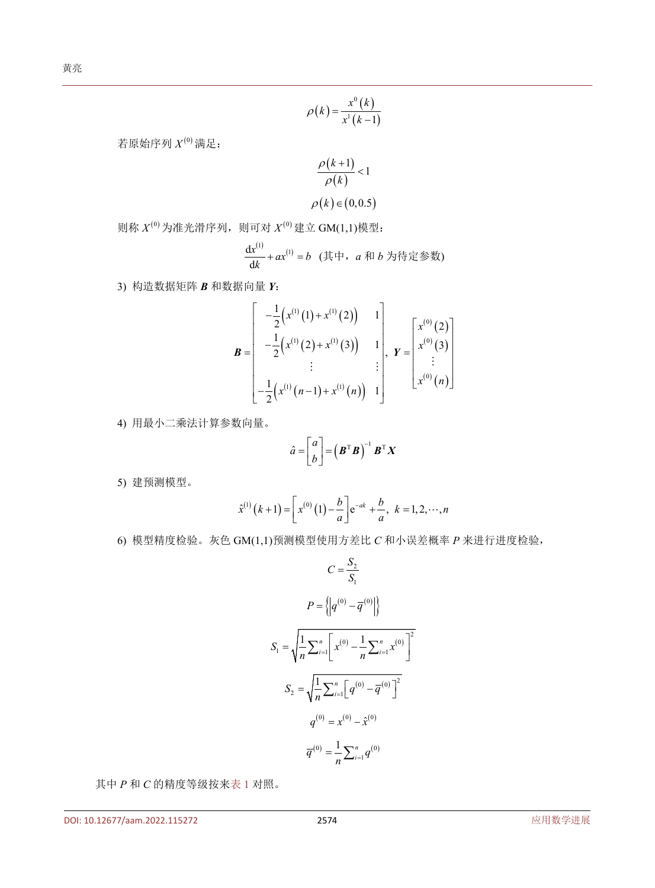$$\rho(k)=\frac{x^{0}(k)}{x^{1}(k-1)}$$

若原始序列 $X^{(0)}$ 满足：

$$\frac{\rho(k+1)}{\rho(k)}<1$$

$$\rho(k)\in(0,0.5)$$

则称 $X^{(0)}$ 为准光滑序列，则可对 $X^{(0)}$ 建立GM(1,1)模型：

$$\frac{\mathrm{d}x^{(1)}}{\mathrm{d}k}+ax^{(1)}=b \quad (\text{其中，}a\text{ 和 }b\text{ 为待定参数})$$

3) 构造数据矩阵 $\boldsymbol{B}$ 和数据向量 $\boldsymbol{Y}$：

$$\boldsymbol{B}=\begin{bmatrix} -\frac{1}{2}\left(x^{(1)}(1)+x^{(1)}(2)\right) & 1 \\ -\frac{1}{2}\left(x^{(1)}(2)+x^{(1)}(3)\right) & 1 \\ \vdots & \vdots \\ -\frac{1}{2}\left(x^{(1)}(n-1)+x^{(1)}(n)\right) & 1 \end{bmatrix},\ \boldsymbol{Y}=\begin{bmatrix} x^{(0)}(2) \\ x^{(0)}(3) \\ \vdots \\ x^{(0)}(n) \end{bmatrix}$$

4) 用最小二乘法计算参数向量。

$$\hat{a}=\begin{bmatrix} a \\ b \end{bmatrix}=\left(\boldsymbol{B}^{\mathrm{T}}\boldsymbol{B}\right)^{-1}\boldsymbol{B}^{\mathrm{T}}\boldsymbol{X}$$

5) 建预测模型。

$$\hat{x}^{(1)}(k+1)=\left[x^{(0)}(1)-\frac{b}{a}\right]\mathrm{e}^{-ak}+\frac{b}{a},\ k=1,2,\cdots,n$$

6) 模型精度检验。灰色GM(1,1)预测模型使用方差比 $C$ 和小误差概率 $P$ 来进行进度检验，

$$C=\frac{S_2}{S_1}$$

$$P=\left\{\left|q^{(0)}-\overline{q}^{(0)}\right|\right\}$$

$$S_1=\sqrt{\frac{1}{n}\sum_{i=1}^{n}\left[x^{(0)}-\frac{1}{n}\sum_{i=1}^{n}x^{(0)}\right]^2}$$

$$S_2=\sqrt{\frac{1}{n}\sum_{i=1}^{n}\left[q^{(0)}-\overline{q}^{(0)}\right]^2}$$

$$q^{(0)}=x^{(0)}-\hat{x}^{(0)}$$

$$\overline{q}^{(0)}=\frac{1}{n}\sum_{i=1}^{n}q^{(0)}$$

其中 $P$ 和 $C$ 的精度等级按来表1对照。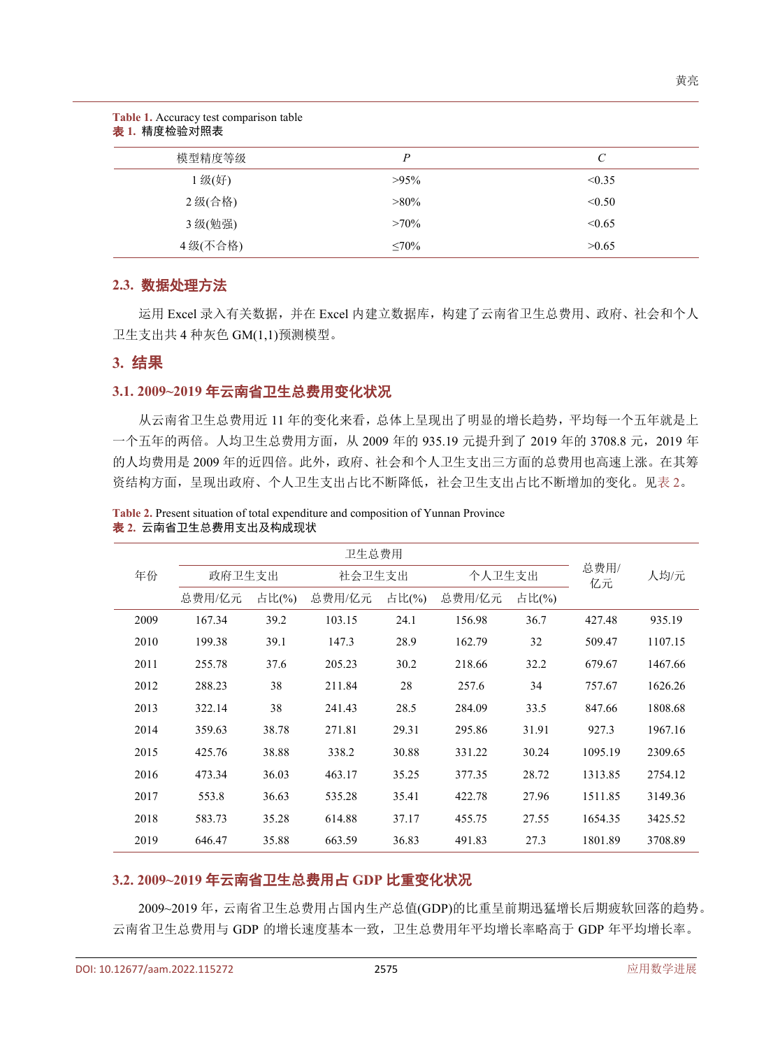Table 1. Accuracy test comparison table

**表 1.** 精度检验对照表

| 模型精度等级 | $P$ | $C$ |
|---|---|---|
| 1 级(好) | >95% | <0.35 |
| 2 级(合格) | >80% | <0.50 |
| 3 级(勉强) | >70% | <0.65 |
| 4 级(不合格) | ≤70% | >0.65 |

### 2.3. 数据处理方法

运用 Excel 录入有关数据，并在 Excel 内建立数据库，构建了云南省卫生总费用、政府、社会和个人卫生支出共 4 种灰色 GM(1,1)预测模型。

## 3. 结果

### 3.1. 2009~2019 年云南省卫生总费用变化状况

从云南省卫生总费用近 11 年的变化来看，总体上呈现出了明显的增长趋势，平均每一个五年就是上一个五年的两倍。人均卫生总费用方面，从 2009 年的 935.19 元提升到了 2019 年的 3708.8 元，2019 年的人均费用是 2009 年的近四倍。此外，政府、社会和个人卫生支出三方面的总费用也高速上涨。在其筹资结构方面，呈现出政府、个人卫生支出占比不断降低，社会卫生支出占比不断增加的变化。见表 2。

Table 2. Present situation of total expenditure and composition of Yunnan Province

**表 2.** 云南省卫生总费用支出及构成现状

| 年份 | 卫生总费用 | | | | | | 总费用/亿元 | 人均/元 |
|---|---|---|---|---|---|---|---|---|
| | 政府卫生支出 | | 社会卫生支出 | | 个人卫生支出 | | | |
| | 总费用/亿元 | 占比(%) | 总费用/亿元 | 占比(%) | 总费用/亿元 | 占比(%) | | |
| 2009 | 167.34 | 39.2 | 103.15 | 24.1 | 156.98 | 36.7 | 427.48 | 935.19 |
| 2010 | 199.38 | 39.1 | 147.3 | 28.9 | 162.79 | 32 | 509.47 | 1107.15 |
| 2011 | 255.78 | 37.6 | 205.23 | 30.2 | 218.66 | 32.2 | 679.67 | 1467.66 |
| 2012 | 288.23 | 38 | 211.84 | 28 | 257.6 | 34 | 757.67 | 1626.26 |
| 2013 | 322.14 | 38 | 241.43 | 28.5 | 284.09 | 33.5 | 847.66 | 1808.68 |
| 2014 | 359.63 | 38.78 | 271.81 | 29.31 | 295.86 | 31.91 | 927.3 | 1967.16 |
| 2015 | 425.76 | 38.88 | 338.2 | 30.88 | 331.22 | 30.24 | 1095.19 | 2309.65 |
| 2016 | 473.34 | 36.03 | 463.17 | 35.25 | 377.35 | 28.72 | 1313.85 | 2754.12 |
| 2017 | 553.8 | 36.63 | 535.28 | 35.41 | 422.78 | 27.96 | 1511.85 | 3149.36 |
| 2018 | 583.73 | 35.28 | 614.88 | 37.17 | 455.75 | 27.55 | 1654.35 | 3425.52 |
| 2019 | 646.47 | 35.88 | 663.59 | 36.83 | 491.83 | 27.3 | 1801.89 | 3708.89 |

### 3.2. 2009~2019 年云南省卫生总费用占 GDP 比重变化状况

2009~2019 年，云南省卫生总费用占国内生产总值(GDP)的比重呈前期迅猛增长后期疲软回落的趋势。云南省卫生总费用与 GDP 的增长速度基本一致，卫生总费用年平均增长率略高于 GDP 年平均增长率。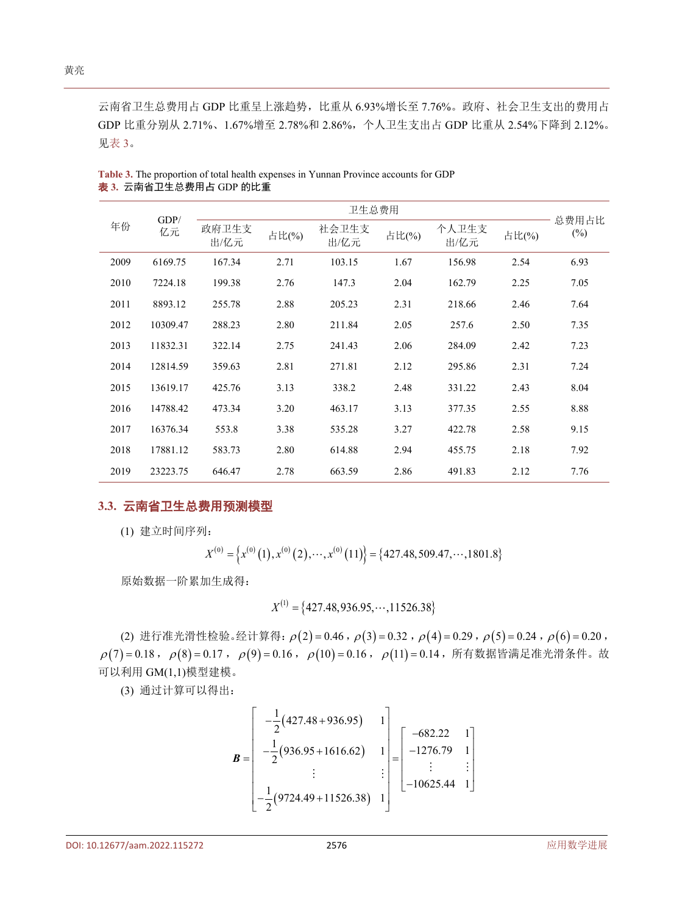云南省卫生总费用占 GDP 比重呈上涨趋势，比重从 6.93%增长至 7.76%。政府、社会卫生支出的费用占 GDP 比重分别从 2.71%、1.67%增至 2.78%和 2.86%，个人卫生支出占 GDP 比重从 2.54%下降到 2.12%。见表 3。

**Table 3.** The proportion of total health expenses in Yunnan Province accounts for GDP
**表 3.** 云南省卫生总费用占 GDP 的比重

| 年份 | GDP/亿元 | 卫生总费用 | | | | | | 总费用占比(%) |
|---|---|---|---|---|---|---|---|---|
| | | 政府卫生支出/亿元 | 占比(%) | 社会卫生支出/亿元 | 占比(%) | 个人卫生支出/亿元 | 占比(%) | |
| 2009 | 6169.75 | 167.34 | 2.71 | 103.15 | 1.67 | 156.98 | 2.54 | 6.93 |
| 2010 | 7224.18 | 199.38 | 2.76 | 147.3 | 2.04 | 162.79 | 2.25 | 7.05 |
| 2011 | 8893.12 | 255.78 | 2.88 | 205.23 | 2.31 | 218.66 | 2.46 | 7.64 |
| 2012 | 10309.47 | 288.23 | 2.80 | 211.84 | 2.05 | 257.6 | 2.50 | 7.35 |
| 2013 | 11832.31 | 322.14 | 2.75 | 241.43 | 2.06 | 284.09 | 2.42 | 7.23 |
| 2014 | 12814.59 | 359.63 | 2.81 | 271.81 | 2.12 | 295.86 | 2.31 | 7.24 |
| 2015 | 13619.17 | 425.76 | 3.13 | 338.2 | 2.48 | 331.22 | 2.43 | 8.04 |
| 2016 | 14788.42 | 473.34 | 3.20 | 463.17 | 3.13 | 377.35 | 2.55 | 8.88 |
| 2017 | 16376.34 | 553.8 | 3.38 | 535.28 | 3.27 | 422.78 | 2.58 | 9.15 |
| 2018 | 17881.12 | 583.73 | 2.80 | 614.88 | 2.94 | 455.75 | 2.18 | 7.92 |
| 2019 | 23223.75 | 646.47 | 2.78 | 663.59 | 2.86 | 491.83 | 2.12 | 7.76 |

## 3.3. 云南省卫生总费用预测模型

(1) 建立时间序列：

$$X^{(0)} = \left\{x^{(0)}(1), x^{(0)}(2), \cdots, x^{(0)}(11)\right\} = \{427.48, 509.47, \cdots, 1801.8\}$$

原始数据一阶累加生成得：

$$X^{(1)} = \{427.48, 936.95, \cdots, 11526.38\}$$

(2) 进行准光滑性检验。经计算得：$\rho(2)=0.46$，$\rho(3)=0.32$，$\rho(4)=0.29$，$\rho(5)=0.24$，$\rho(6)=0.20$，$\rho(7)=0.18$，$\rho(8)=0.17$，$\rho(9)=0.16$，$\rho(10)=0.16$，$\rho(11)=0.14$，所有数据皆满足准光滑条件。故可以利用 GM(1,1)模型建模。

(3) 通过计算可以得出：

$$\boldsymbol{B} = \begin{bmatrix} -\frac{1}{2}(427.48+936.95) & 1 \\ -\frac{1}{2}(936.95+1616.62) & 1 \\ \vdots & \vdots \\ -\frac{1}{2}(9724.49+11526.38) & 1 \end{bmatrix} = \begin{bmatrix} -682.22 & 1 \\ -1276.79 & 1 \\ \vdots & \vdots \\ -10625.44 & 1 \end{bmatrix}$$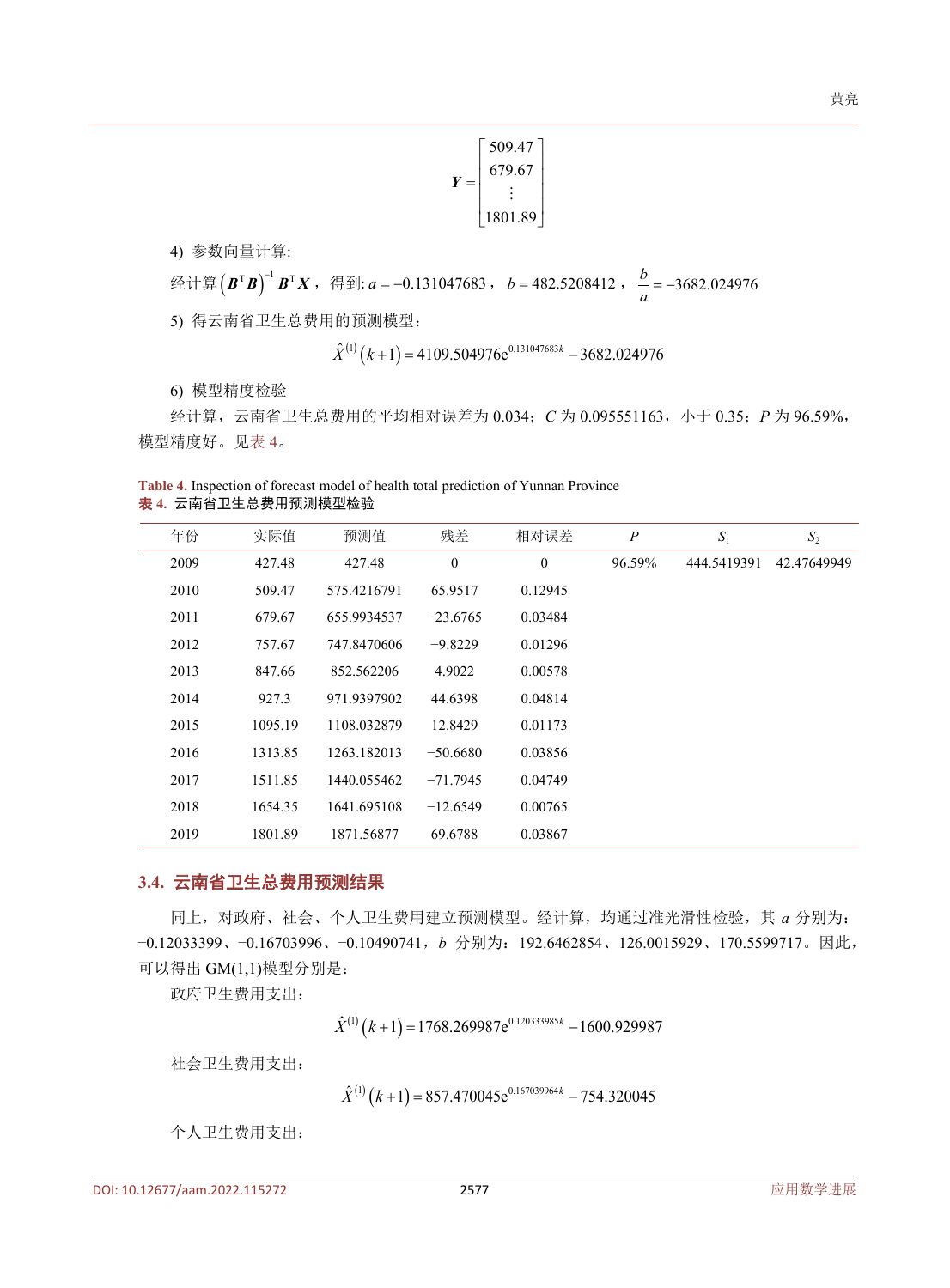$$
\boldsymbol{Y}=\begin{bmatrix} 509.47 \\ 679.67 \\ \vdots \\ 1801.89 \end{bmatrix}
$$

4) 参数向量计算:

经计算 $\left(\boldsymbol{B}^{\mathrm{T}}\boldsymbol{B}\right)^{-1}\boldsymbol{B}^{\mathrm{T}}\boldsymbol{X}$，得到: $a=-0.131047683$，$b=482.5208412$，$\dfrac{b}{a}=-3682.024976$

5) 得云南省卫生总费用的预测模型：

$$
\hat{X}^{(1)}\left(k+1\right)=4109.504976\mathrm{e}^{0.131047683k}-3682.024976
$$

6) 模型精度检验

经计算，云南省卫生总费用的平均相对误差为 0.034；$C$ 为 0.095551163，小于 0.35；$P$ 为 96.59%，模型精度好。见表 4。

**Table 4.** Inspection of forecast model of health total prediction of Yunnan Province
**表 4.** 云南省卫生总费用预测模型检验

| 年份 | 实际值 | 预测值 | 残差 | 相对误差 | $P$ | $S_1$ | $S_2$ |
|---|---|---|---|---|---|---|---|
| 2009 | 427.48 | 427.48 | 0 | 0 | 96.59% | 444.5419391 | 42.47649949 |
| 2010 | 509.47 | 575.4216791 | 65.9517 | 0.12945 | | | |
| 2011 | 679.67 | 655.9934537 | −23.6765 | 0.03484 | | | |
| 2012 | 757.67 | 747.8470606 | −9.8229 | 0.01296 | | | |
| 2013 | 847.66 | 852.562206 | 4.9022 | 0.00578 | | | |
| 2014 | 927.3 | 971.9397902 | 44.6398 | 0.04814 | | | |
| 2015 | 1095.19 | 1108.032879 | 12.8429 | 0.01173 | | | |
| 2016 | 1313.85 | 1263.182013 | −50.6680 | 0.03856 | | | |
| 2017 | 1511.85 | 1440.055462 | −71.7945 | 0.04749 | | | |
| 2018 | 1654.35 | 1641.695108 | −12.6549 | 0.00765 | | | |
| 2019 | 1801.89 | 1871.56877 | 69.6788 | 0.03867 | | | |

### 3.4. 云南省卫生总费用预测结果

同上，对政府、社会、个人卫生费用建立预测模型。经计算，均通过准光滑性检验，其 $a$ 分别为：−0.12033399、−0.16703996、−0.10490741，$b$ 分别为：192.6462854、126.0015929、170.5599717。因此，可以得出 GM(1,1)模型分别是：

政府卫生费用支出：

$$
\hat{X}^{(1)}\left(k+1\right)=1768.269987\mathrm{e}^{0.120333985k}-1600.929987
$$

社会卫生费用支出：

$$
\hat{X}^{(1)}\left(k+1\right)=857.470045\mathrm{e}^{0.167039964k}-754.320045
$$

个人卫生费用支出：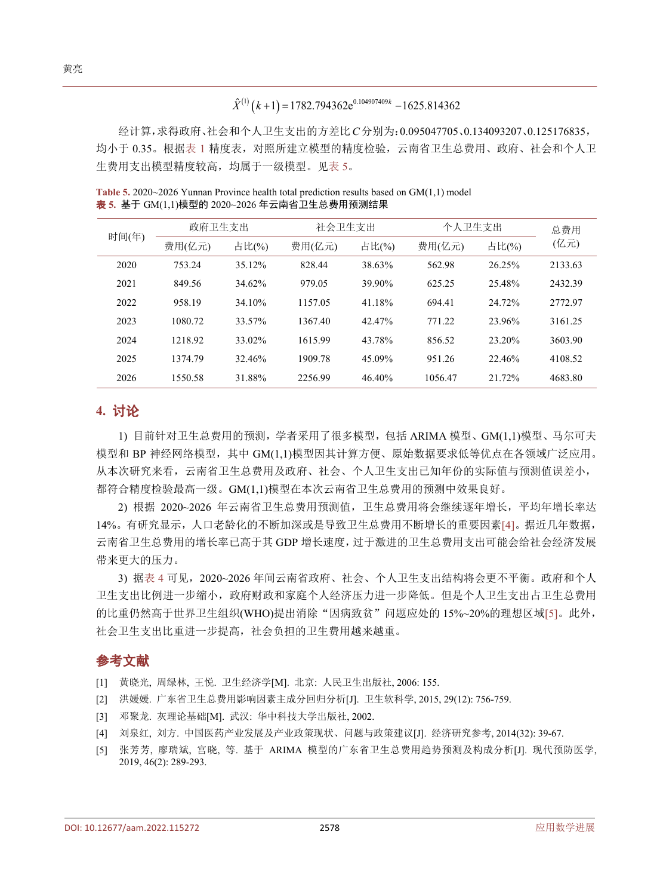$$\hat{X}^{(1)}(k+1)=1782.794362e^{0.104907409k}-1625.814362$$

经计算，求得政府、社会和个人卫生支出的方差比 $C$ 分别为：0.095047705、0.134093207、0.125176835，均小于 0.35。根据表 1 精度表，对照所建立模型的精度检验，云南省卫生总费用、政府、社会和个人卫生费用支出模型精度较高，均属于一级模型。见表 5。

Table 5. 2020~2026 Yunnan Province health total prediction results based on GM(1,1) model
**表 5. 基于 GM(1,1)模型的 2020~2026 年云南省卫生总费用预测结果**

| 时间(年) | 政府卫生支出 | | 社会卫生支出 | | 个人卫生支出 | | 总费用(亿元) |
|---|---|---|---|---|---|---|---|
| | 费用(亿元) | 占比(%) | 费用(亿元) | 占比(%) | 费用(亿元) | 占比(%) | |
| 2020 | 753.24 | 35.12% | 828.44 | 38.63% | 562.98 | 26.25% | 2133.63 |
| 2021 | 849.56 | 34.62% | 979.05 | 39.90% | 625.25 | 25.48% | 2432.39 |
| 2022 | 958.19 | 34.10% | 1157.05 | 41.18% | 694.41 | 24.72% | 2772.97 |
| 2023 | 1080.72 | 33.57% | 1367.40 | 42.47% | 771.22 | 23.96% | 3161.25 |
| 2024 | 1218.92 | 33.02% | 1615.99 | 43.78% | 856.52 | 23.20% | 3603.90 |
| 2025 | 1374.79 | 32.46% | 1909.78 | 45.09% | 951.26 | 22.46% | 4108.52 |
| 2026 | 1550.58 | 31.88% | 2256.99 | 46.40% | 1056.47 | 21.72% | 4683.80 |

## 4. 讨论

1) 目前针对卫生总费用的预测，学者采用了很多模型，包括 ARIMA 模型、GM(1,1)模型、马尔可夫模型和 BP 神经网络模型，其中 GM(1,1)模型因其计算方便、原始数据要求低等优点在各领域广泛应用。从本次研究来看，云南省卫生总费用及政府、社会、个人卫生支出已知年份的实际值与预测值误差小，都符合精度检验最高一级。GM(1,1)模型在本次云南省卫生总费用的预测中效果良好。

2) 根据 2020~2026 年云南省卫生总费用预测值，卫生总费用将会继续逐年增长，平均年增长率达 14%。有研究显示，人口老龄化的不断加深或是导致卫生总费用不断增长的重要因素[4]。据近几年数据，云南省卫生总费用的增长率已高于其 GDP 增长速度，过于激进的卫生总费用支出可能会给社会经济发展带来更大的压力。

3) 据表 4 可见，2020~2026 年间云南省政府、社会、个人卫生支出结构将会更不平衡。政府和个人卫生支出比例进一步缩小，政府财政和家庭个人经济压力进一步降低。但是个人卫生支出占卫生总费用的比重仍然高于世界卫生组织(WHO)提出消除"因病致贫"问题应处的 15%~20%的理想区域[5]。此外，社会卫生支出比重进一步提高，社会负担的卫生费用越来越重。

## 参考文献

[1] 黄晓光, 周绿林, 王悦. 卫生经济学[M]. 北京: 人民卫生出版社, 2006: 155.

[2] 洪媛媛. 广东省卫生总费用影响因素主成分回归分析[J]. 卫生软科学, 2015, 29(12): 756-759.

[3] 邓聚龙. 灰理论基础[M]. 武汉: 华中科技大学出版社, 2002.

[4] 刘泉红, 刘方. 中国医药产业发展及产业政策现状、问题与政策建议[J]. 经济研究参考, 2014(32): 39-67.

[5] 张芳芳, 廖瑞斌, 宫晓, 等. 基于 ARIMA 模型的广东省卫生总费用趋势预测及构成分析[J]. 现代预防医学, 2019, 46(2): 289-293.